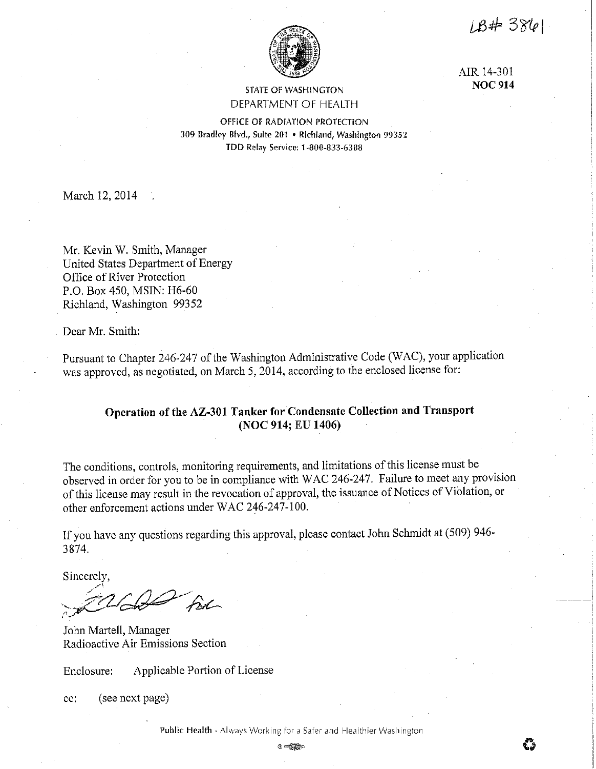LB# 3861

AIR 14-301
**NOC 914**

STATE OF WASHINGTON
DEPARTMENT OF HEALTH

OFFICE OF RADIATION PROTECTION
309 Bradley Blvd., Suite 201 • Richland, Washington 99352
TDD Relay Service: 1-800-833-6388

March 12, 2014

Mr. Kevin W. Smith, Manager
United States Department of Energy
Office of River Protection
P.O. Box 450, MSIN: H6-60
Richland, Washington 99352

Dear Mr. Smith:

Pursuant to Chapter 246-247 of the Washington Administrative Code (WAC), your application was approved, as negotiated, on March 5, 2014, according to the enclosed license for:

**Operation of the AZ-301 Tanker for Condensate Collection and Transport (NOC 914; EU 1406)**

The conditions, controls, monitoring requirements, and limitations of this license must be observed in order for you to be in compliance with WAC 246-247. Failure to meet any provision of this license may result in the revocation of approval, the issuance of Notices of Violation, or other enforcement actions under WAC 246-247-100.

If you have any questions regarding this approval, please contact John Schmidt at (509) 946-3874.

Sincerely,

John Martell, Manager
Radioactive Air Emissions Section

Enclosure: Applicable Portion of License

cc: (see next page)

Public Health - Always Working for a Safer and Healthier Washington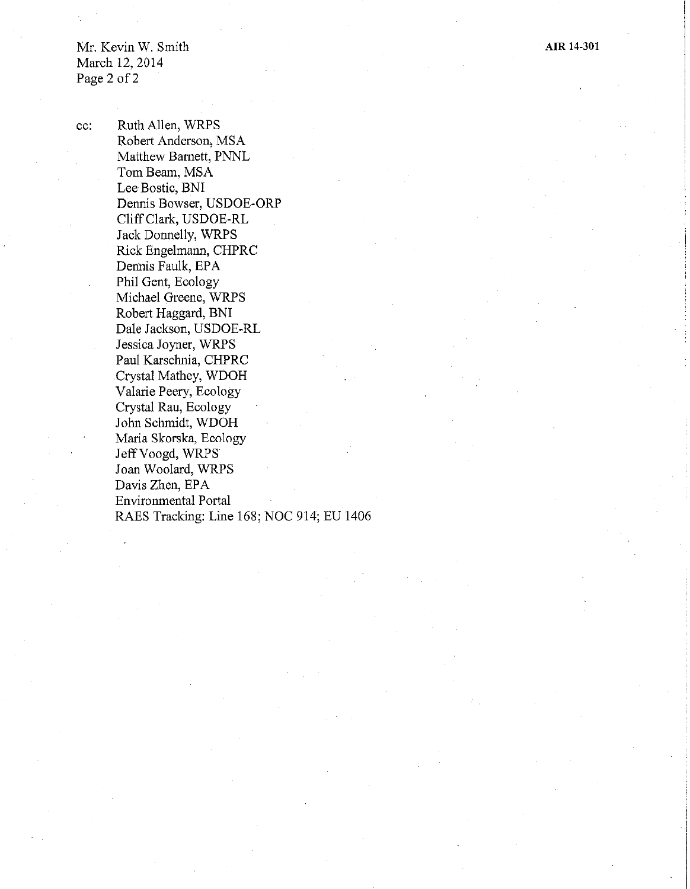Mr. Kevin W. Smith
March 12, 2014

AIR 14-301

cc: Ruth Allen, WRPS
Robert Anderson, MSA
Matthew Barnett, PNNL
Tom Beam, MSA
Lee Bostic, BNI
Dennis Bowser, USDOE-ORP
Cliff Clark, USDOE-RL
Jack Donnelly, WRPS
Rick Engelmann, CHPRC
Dennis Faulk, EPA
Phil Gent, Ecology
Michael Greene, WRPS
Robert Haggard, BNI
Dale Jackson, USDOE-RL
Jessica Joyner, WRPS
Paul Karschnia, CHPRC
Crystal Mathey, WDOH
Valarie Peery, Ecology
Crystal Rau, Ecology
John Schmidt, WDOH
Maria Skorska, Ecology
Jeff Voogd, WRPS
Joan Woolard, WRPS
Davis Zhen, EPA
Environmental Portal
RAES Tracking: Line 168; NOC 914; EU 1406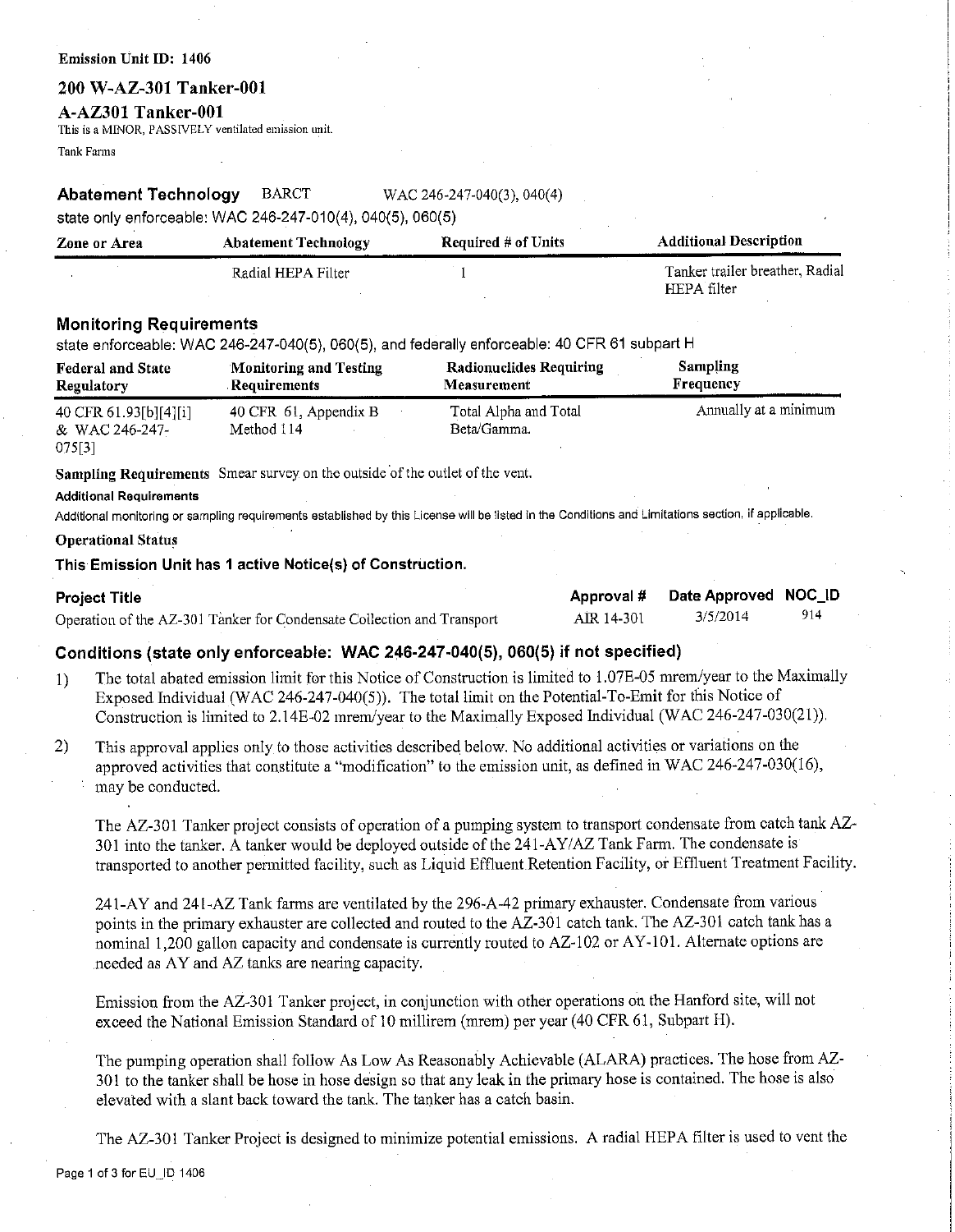**Emission Unit ID: 1406**

## 200 W-AZ-301 Tanker-001

## A-AZ301 Tanker-001

This is a MINOR, PASSIVELY ventilated emission unit.

Tank Farms

### Abatement Technology BARCT WAC 246-247-040(3), 040(4)

state only enforceable: WAC 246-247-010(4), 040(5), 060(5)

| Zone or Area | Abatement Technology | Required # of Units | Additional Description |
|---|---|---|---|
| | Radial HEPA Filter | 1 | Tanker trailer breather, Radial HEPA filter |

### Monitoring Requirements

state enforceable: WAC 246-247-040(5), 060(5), and federally enforceable: 40 CFR 61 subpart H

| Federal and State Regulatory | Monitoring and Testing Requirements | Radionuclides Requiring Measurement | Sampling Frequency |
|---|---|---|---|
| 40 CFR 61.93[b][4][i] & WAC 246-247-075[3] | 40 CFR 61, Appendix B Method 114 | Total Alpha and Total Beta/Gamma. | Annually at a minimum |

**Sampling Requirements** Smear survey on the outside of the outlet of the vent.

**Additional Requirements**

Additional monitoring or sampling requirements established by this License will be listed in the Conditions and Limitations section, if applicable.

**Operational Status**

**This Emission Unit has 1 active Notice(s) of Construction.**

| Project Title | Approval # | Date Approved | NOC_ID |
|---|---|---|---|
| Operation of the AZ-301 Tanker for Condensate Collection and Transport | AIR 14-301 | 3/5/2014 | 914 |

### Conditions (state only enforceable: WAC 246-247-040(5), 060(5) if not specified)

1) The total abated emission limit for this Notice of Construction is limited to 1.07E-05 mrem/year to the Maximally Exposed Individual (WAC 246-247-040(5)). The total limit on the Potential-To-Emit for this Notice of Construction is limited to 2.14E-02 mrem/year to the Maximally Exposed Individual (WAC 246-247-030(21)).

2) This approval applies only to those activities described below. No additional activities or variations on the approved activities that constitute a "modification" to the emission unit, as defined in WAC 246-247-030(16), may be conducted.

   The AZ-301 Tanker project consists of operation of a pumping system to transport condensate from catch tank AZ-301 into the tanker. A tanker would be deployed outside of the 241-AY/AZ Tank Farm. The condensate is transported to another permitted facility, such as Liquid Effluent Retention Facility, or Effluent Treatment Facility.

   241-AY and 241-AZ Tank farms are ventilated by the 296-A-42 primary exhauster. Condensate from various points in the primary exhauster are collected and routed to the AZ-301 catch tank. The AZ-301 catch tank has a nominal 1,200 gallon capacity and condensate is currently routed to AZ-102 or AY-101. Alternate options are needed as AY and AZ tanks are nearing capacity.

   Emission from the AZ-301 Tanker project, in conjunction with other operations on the Hanford site, will not exceed the National Emission Standard of 10 millirem (mrem) per year (40 CFR 61, Subpart H).

   The pumping operation shall follow As Low As Reasonably Achievable (ALARA) practices. The hose from AZ-301 to the tanker shall be hose in hose design so that any leak in the primary hose is contained. The hose is also elevated with a slant back toward the tank. The tanker has a catch basin.

   The AZ-301 Tanker Project is designed to minimize potential emissions. A radial HEPA filter is used to vent the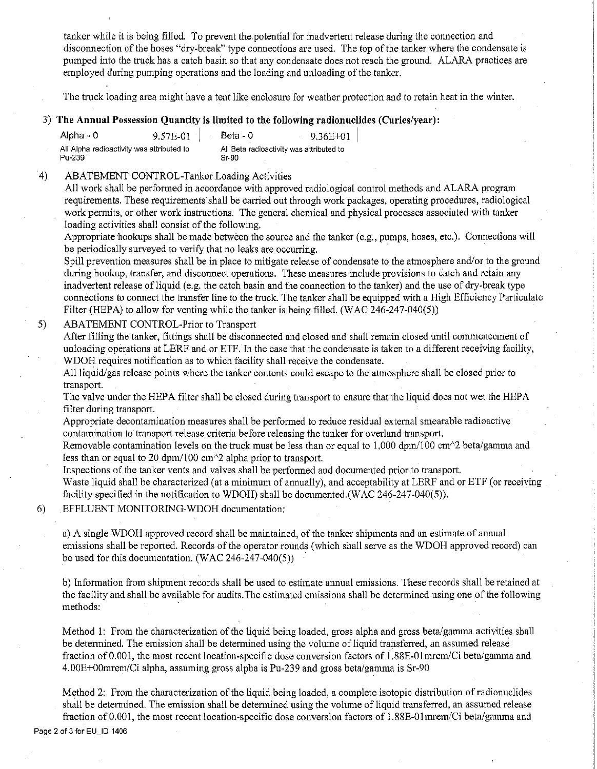tanker while it is being filled. To prevent the potential for inadvertent release during the connection and disconnection of the hoses "dry-break" type connections are used. The top of the tanker where the condensate is pumped into the truck has a catch basin so that any condensate does not reach the ground. ALARA practices are employed during pumping operations and the loading and unloading of the tanker.

The truck loading area might have a tent like enclosure for weather protection and to retain heat in the winter.

3) **The Annual Possession Quantity is limited to the following radionuclides (Curies/year):**

| Alpha - 0 | 9.57E-01 | Beta - 0 | 9.36E+01 |
|---|---|---|---|
| All Alpha radioactivity was attributed to Pu-239 | | All Beta radioactivity was attributed to Sr-90 | |

4) ABATEMENT CONTROL-Tanker Loading Activities

All work shall be performed in accordance with approved radiological control methods and ALARA program requirements. These requirements shall be carried out through work packages, operating procedures, radiological work permits, or other work instructions. The general chemical and physical processes associated with tanker loading activities shall consist of the following.

Appropriate hookups shall be made between the source and the tanker (e.g., pumps, hoses, etc.). Connections will be periodically surveyed to verify that no leaks are occurring.

Spill prevention measures shall be in place to mitigate release of condensate to the atmosphere and/or to the ground during hookup, transfer, and disconnect operations. These measures include provisions to catch and retain any inadvertent release of liquid (e.g. the catch basin and the connection to the tanker) and the use of dry-break type connections to connect the transfer line to the truck. The tanker shall be equipped with a High Efficiency Particulate Filter (HEPA) to allow for venting while the tanker is being filled. (WAC 246-247-040(5))

5) ABATEMENT CONTROL-Prior to Transport

After filling the tanker, fittings shall be disconnected and closed and shall remain closed until commencement of unloading operations at LERF and or ETF. In the case that the condensate is taken to a different receiving facility, WDOH requires notification as to which facility shall receive the condensate.

All liquid/gas release points where the tanker contents could escape to the atmosphere shall be closed prior to transport.

The valve under the HEPA filter shall be closed during transport to ensure that the liquid does not wet the HEPA filter during transport.

Appropriate decontamination measures shall be performed to reduce residual external smearable radioactive contamination to transport release criteria before releasing the tanker for overland transport.

Removable contamination levels on the truck must be less than or equal to 1,000 dpm/100 cm^2 beta/gamma and less than or equal to 20 dpm/100 cm^2 alpha prior to transport.

Inspections of the tanker vents and valves shall be performed and documented prior to transport.

Waste liquid shall be characterized (at a minimum of annually), and acceptability at LERF and or ETF (or receiving facility specified in the notification to WDOH) shall be documented.(WAC 246-247-040(5)).

6) EFFLUENT MONITORING-WDOH documentation:

a) A single WDOH approved record shall be maintained, of the tanker shipments and an estimate of annual emissions shall be reported. Records of the operator rounds (which shall serve as the WDOH approved record) can be used for this documentation. (WAC 246-247-040(5))

b) Information from shipment records shall be used to estimate annual emissions. These records shall be retained at the facility and shall be available for audits.The estimated emissions shall be determined using one of the following methods:

Method 1: From the characterization of the liquid being loaded, gross alpha and gross beta/gamma activities shall be determined. The emission shall be determined using the volume of liquid transferred, an assumed release fraction of 0.001, the most recent location-specific dose conversion factors of 1.88E-01mrem/Ci beta/gamma and 4.00E+00mrem/Ci alpha, assuming gross alpha is Pu-239 and gross beta/gamma is Sr-90

Method 2: From the characterization of the liquid being loaded, a complete isotopic distribution of radionuclides shall be determined. The emission shall be determined using the volume of liquid transferred, an assumed release fraction of 0.001, the most recent location-specific dose conversion factors of 1.88E-01mrem/Ci beta/gamma and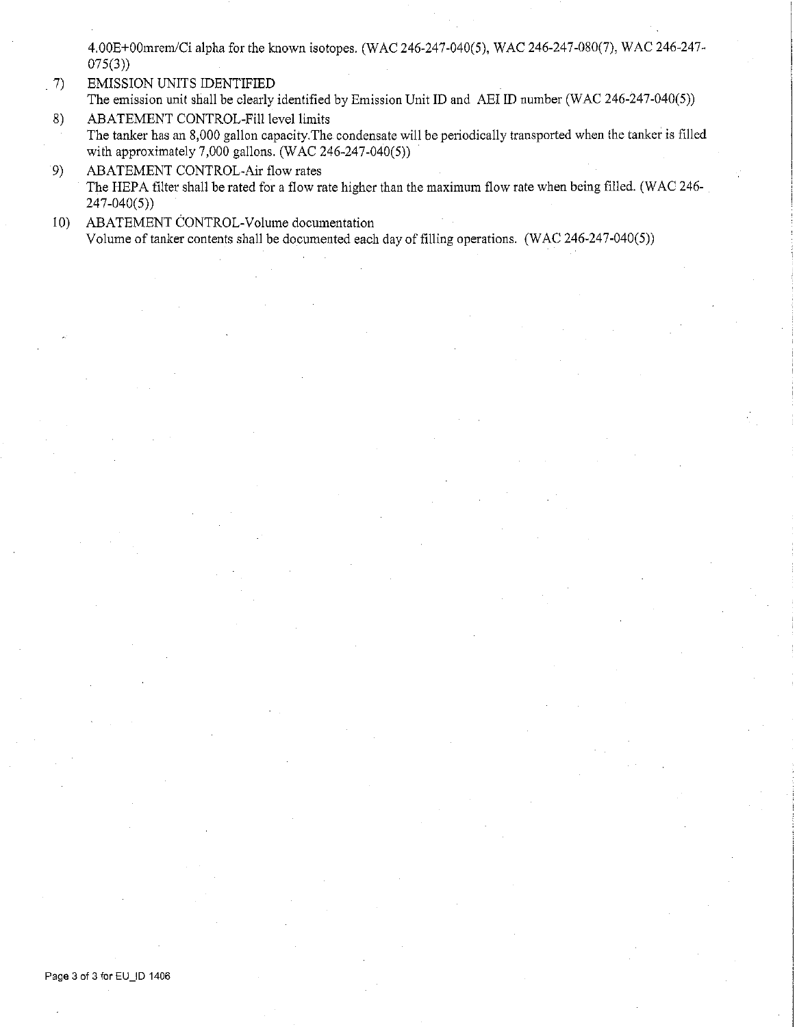4.00E+00mrem/Ci alpha for the known isotopes. (WAC 246-247-040(5), WAC 246-247-080(7), WAC 246-247-075(3))

7) EMISSION UNITS IDENTIFIED
The emission unit shall be clearly identified by Emission Unit ID and AEI ID number (WAC 246-247-040(5))

8) ABATEMENT CONTROL-Fill level limits
The tanker has an 8,000 gallon capacity.The condensate will be periodically transported when the tanker is filled with approximately 7,000 gallons. (WAC 246-247-040(5))

9) ABATEMENT CONTROL-Air flow rates
The HEPA filter shall be rated for a flow rate higher than the maximum flow rate when being filled. (WAC 246-247-040(5))

10) ABATEMENT CONTROL-Volume documentation
Volume of tanker contents shall be documented each day of filling operations. (WAC 246-247-040(5))